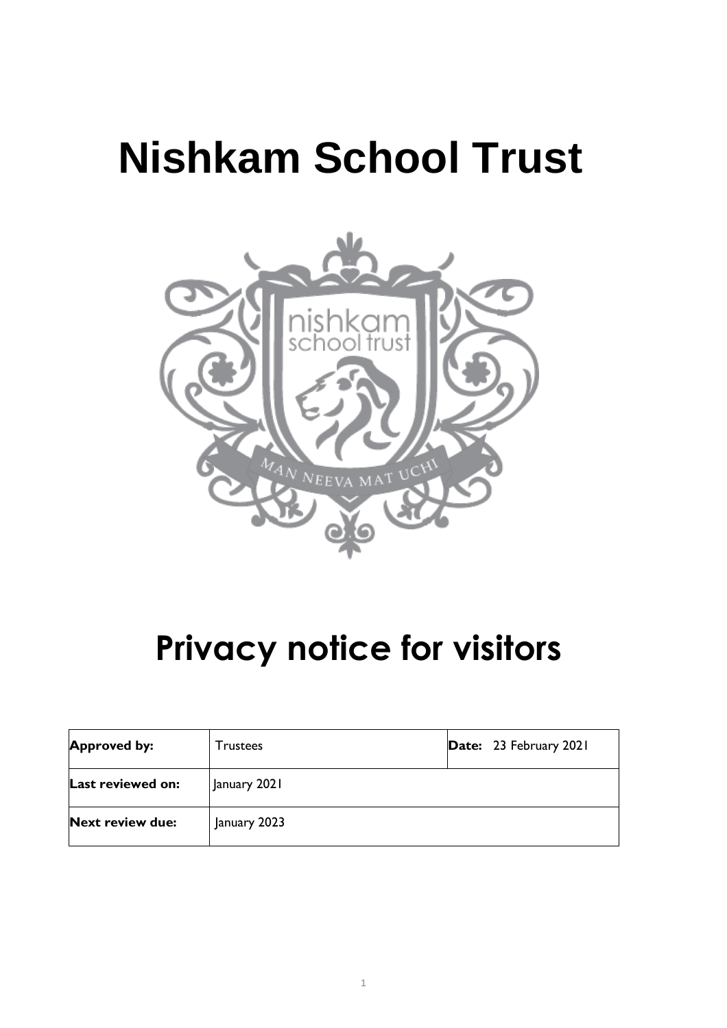# Nishkam School Trust

# Privacy notice for visitors

| **Approved by:** | Trustees | **Date:** 23 February 2021 |
| --- | --- | --- |
| **Last reviewed on:** | January 2021 | |
| **Next review due:** | January 2023 | |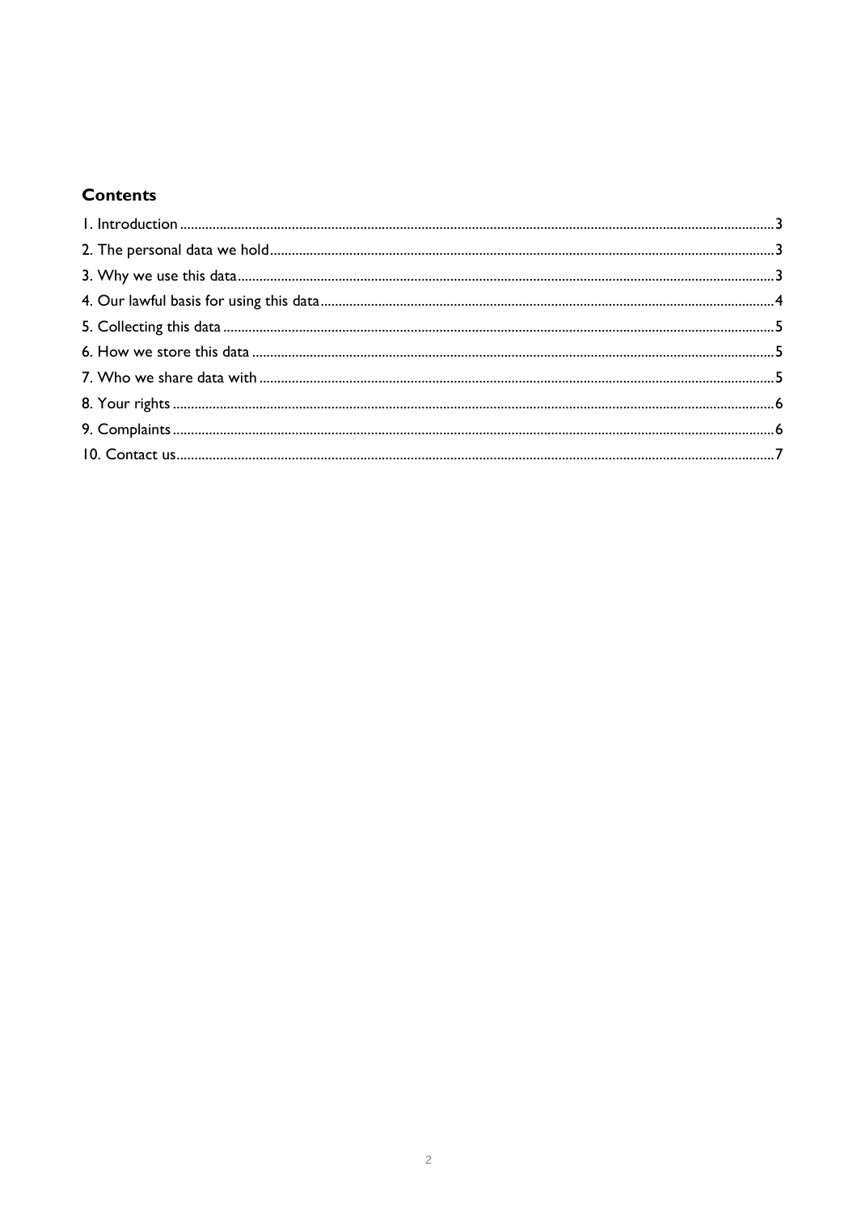## Contents

1. Introduction ....................................................................................................................................................3
2. The personal data we hold...........................................................................................................................3
3. Why we use this data....................................................................................................................................3
4. Our lawful basis for using this data.............................................................................................................4
5. Collecting this data........................................................................................................................................5
6. How we store this data.................................................................................................................................5
7. Who we share data with..............................................................................................................................5
8. Your rights......................................................................................................................................................6
9. Complaints......................................................................................................................................................6
10. Contact us....................................................................................................................................................7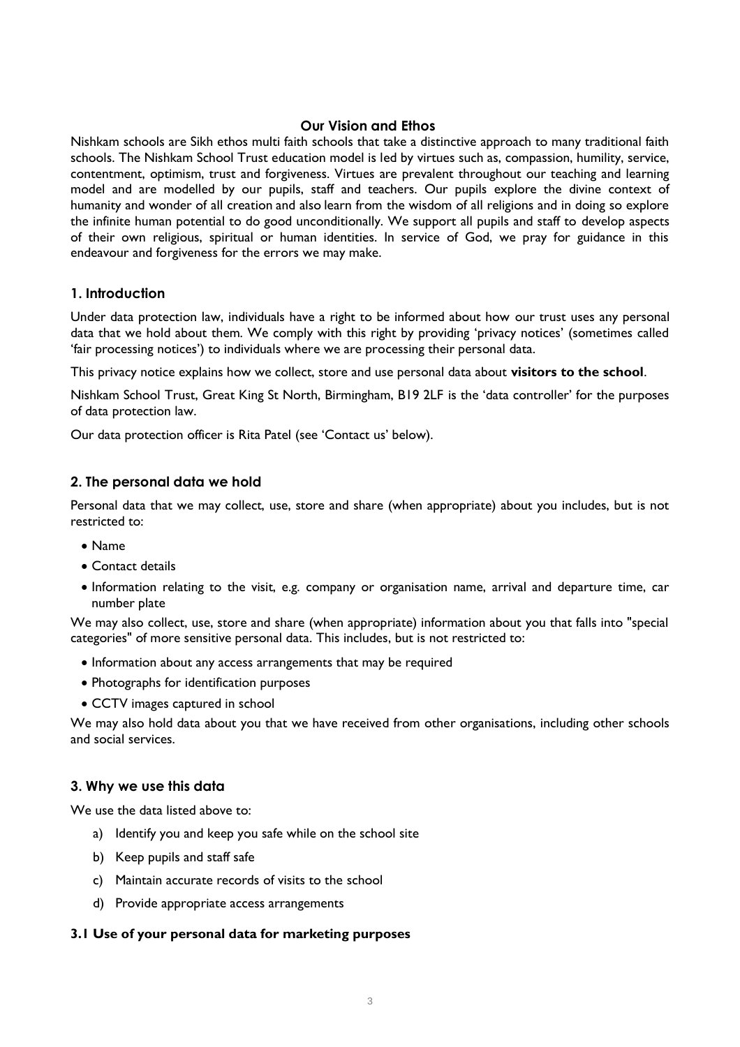## Our Vision and Ethos

Nishkam schools are Sikh ethos multi faith schools that take a distinctive approach to many traditional faith schools. The Nishkam School Trust education model is led by virtues such as, compassion, humility, service, contentment, optimism, trust and forgiveness. Virtues are prevalent throughout our teaching and learning model and are modelled by our pupils, staff and teachers. Our pupils explore the divine context of humanity and wonder of all creation and also learn from the wisdom of all religions and in doing so explore the infinite human potential to do good unconditionally. We support all pupils and staff to develop aspects of their own religious, spiritual or human identities. In service of God, we pray for guidance in this endeavour and forgiveness for the errors we may make.

## 1. Introduction

Under data protection law, individuals have a right to be informed about how our trust uses any personal data that we hold about them. We comply with this right by providing 'privacy notices' (sometimes called 'fair processing notices') to individuals where we are processing their personal data.

This privacy notice explains how we collect, store and use personal data about **visitors to the school**.

Nishkam School Trust, Great King St North, Birmingham, B19 2LF is the 'data controller' for the purposes of data protection law.

Our data protection officer is Rita Patel (see 'Contact us' below).

## 2. The personal data we hold

Personal data that we may collect, use, store and share (when appropriate) about you includes, but is not restricted to:

- Name
- Contact details
- Information relating to the visit, e.g. company or organisation name, arrival and departure time, car number plate

We may also collect, use, store and share (when appropriate) information about you that falls into "special categories" of more sensitive personal data. This includes, but is not restricted to:

- Information about any access arrangements that may be required
- Photographs for identification purposes
- CCTV images captured in school

We may also hold data about you that we have received from other organisations, including other schools and social services.

## 3. Why we use this data

We use the data listed above to:

a) Identify you and keep you safe while on the school site

b) Keep pupils and staff safe

c) Maintain accurate records of visits to the school

d) Provide appropriate access arrangements

### 3.1 Use of your personal data for marketing purposes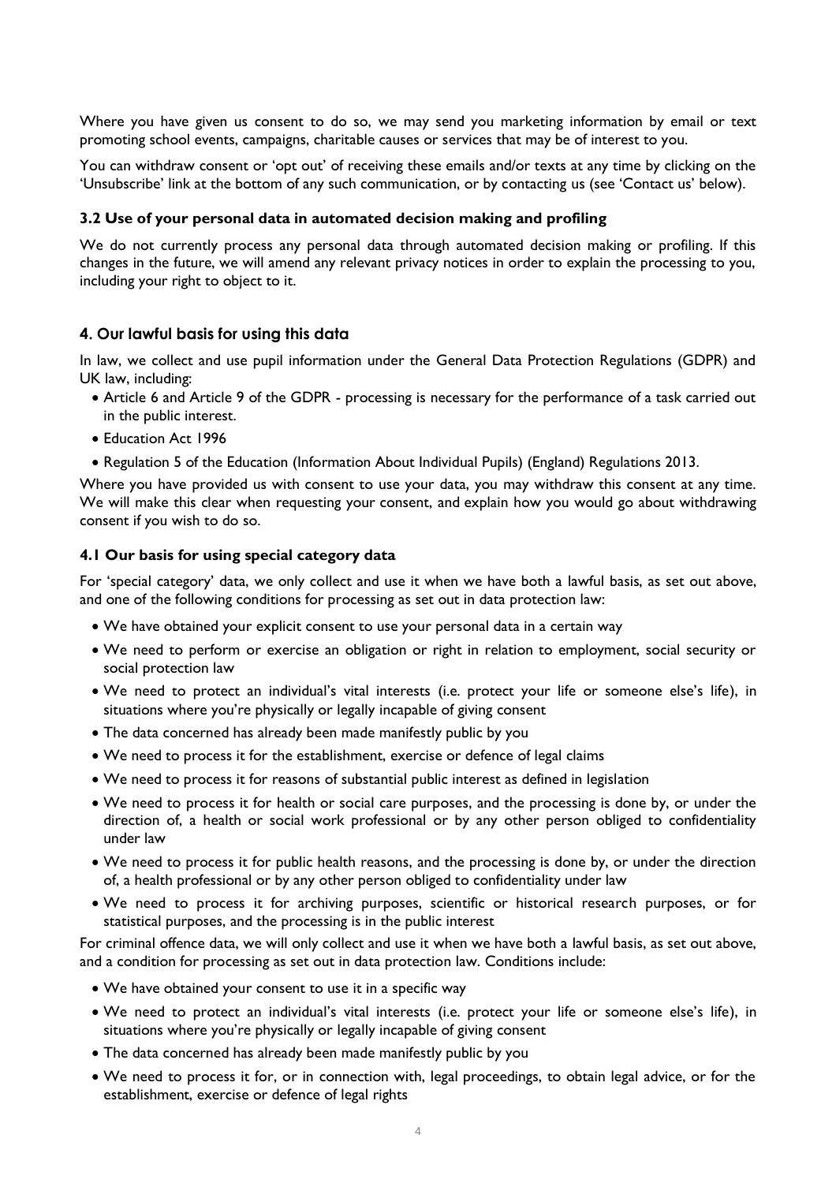Where you have given us consent to do so, we may send you marketing information by email or text promoting school events, campaigns, charitable causes or services that may be of interest to you.

You can withdraw consent or 'opt out' of receiving these emails and/or texts at any time by clicking on the 'Unsubscribe' link at the bottom of any such communication, or by contacting us (see 'Contact us' below).

### 3.2 Use of your personal data in automated decision making and profiling

We do not currently process any personal data through automated decision making or profiling. If this changes in the future, we will amend any relevant privacy notices in order to explain the processing to you, including your right to object to it.

## 4. Our lawful basis for using this data

In law, we collect and use pupil information under the General Data Protection Regulations (GDPR) and UK law, including:

- Article 6 and Article 9 of the GDPR - processing is necessary for the performance of a task carried out in the public interest.
- Education Act 1996
- Regulation 5 of the Education (Information About Individual Pupils) (England) Regulations 2013.

Where you have provided us with consent to use your data, you may withdraw this consent at any time. We will make this clear when requesting your consent, and explain how you would go about withdrawing consent if you wish to do so.

### 4.1 Our basis for using special category data

For 'special category' data, we only collect and use it when we have both a lawful basis, as set out above, and one of the following conditions for processing as set out in data protection law:

- We have obtained your explicit consent to use your personal data in a certain way
- We need to perform or exercise an obligation or right in relation to employment, social security or social protection law
- We need to protect an individual's vital interests (i.e. protect your life or someone else's life), in situations where you're physically or legally incapable of giving consent
- The data concerned has already been made manifestly public by you
- We need to process it for the establishment, exercise or defence of legal claims
- We need to process it for reasons of substantial public interest as defined in legislation
- We need to process it for health or social care purposes, and the processing is done by, or under the direction of, a health or social work professional or by any other person obliged to confidentiality under law
- We need to process it for public health reasons, and the processing is done by, or under the direction of, a health professional or by any other person obliged to confidentiality under law
- We need to process it for archiving purposes, scientific or historical research purposes, or for statistical purposes, and the processing is in the public interest

For criminal offence data, we will only collect and use it when we have both a lawful basis, as set out above, and a condition for processing as set out in data protection law. Conditions include:

- We have obtained your consent to use it in a specific way
- We need to protect an individual's vital interests (i.e. protect your life or someone else's life), in situations where you're physically or legally incapable of giving consent
- The data concerned has already been made manifestly public by you
- We need to process it for, or in connection with, legal proceedings, to obtain legal advice, or for the establishment, exercise or defence of legal rights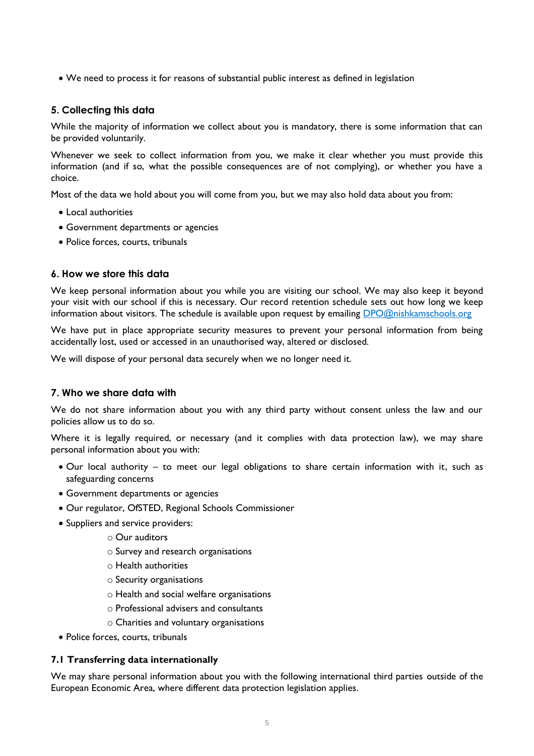- We need to process it for reasons of substantial public interest as defined in legislation

## 5. Collecting this data

While the majority of information we collect about you is mandatory, there is some information that can be provided voluntarily.

Whenever we seek to collect information from you, we make it clear whether you must provide this information (and if so, what the possible consequences are of not complying), or whether you have a choice.

Most of the data we hold about you will come from you, but we may also hold data about you from:

- Local authorities
- Government departments or agencies
- Police forces, courts, tribunals

## 6. How we store this data

We keep personal information about you while you are visiting our school. We may also keep it beyond your visit with our school if this is necessary. Our record retention schedule sets out how long we keep information about visitors. The schedule is available upon request by emailing [DPO@nishkamschools.org](mailto:DPO@nishkamschools.org)

We have put in place appropriate security measures to prevent your personal information from being accidentally lost, used or accessed in an unauthorised way, altered or disclosed.

We will dispose of your personal data securely when we no longer need it.

## 7. Who we share data with

We do not share information about you with any third party without consent unless the law and our policies allow us to do so.

Where it is legally required, or necessary (and it complies with data protection law), we may share personal information about you with:

- Our local authority – to meet our legal obligations to share certain information with it, such as safeguarding concerns
- Government departments or agencies
- Our regulator, OfSTED, Regional Schools Commissioner
- Suppliers and service providers:
  - Our auditors
  - Survey and research organisations
  - Health authorities
  - Security organisations
  - Health and social welfare organisations
  - Professional advisers and consultants
  - Charities and voluntary organisations
- Police forces, courts, tribunals

### 7.1 Transferring data internationally

We may share personal information about you with the following international third parties outside of the European Economic Area, where different data protection legislation applies.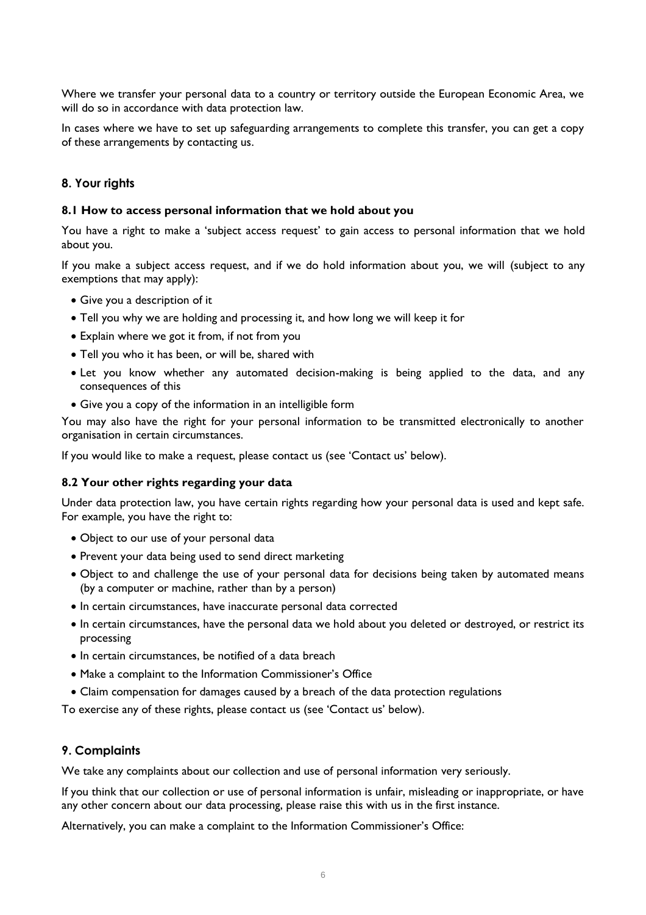Where we transfer your personal data to a country or territory outside the European Economic Area, we will do so in accordance with data protection law.

In cases where we have to set up safeguarding arrangements to complete this transfer, you can get a copy of these arrangements by contacting us.

## 8. Your rights

### 8.1 How to access personal information that we hold about you

You have a right to make a 'subject access request' to gain access to personal information that we hold about you.

If you make a subject access request, and if we do hold information about you, we will (subject to any exemptions that may apply):

- Give you a description of it
- Tell you why we are holding and processing it, and how long we will keep it for
- Explain where we got it from, if not from you
- Tell you who it has been, or will be, shared with
- Let you know whether any automated decision-making is being applied to the data, and any consequences of this
- Give you a copy of the information in an intelligible form

You may also have the right for your personal information to be transmitted electronically to another organisation in certain circumstances.

If you would like to make a request, please contact us (see 'Contact us' below).

### 8.2 Your other rights regarding your data

Under data protection law, you have certain rights regarding how your personal data is used and kept safe. For example, you have the right to:

- Object to our use of your personal data
- Prevent your data being used to send direct marketing
- Object to and challenge the use of your personal data for decisions being taken by automated means (by a computer or machine, rather than by a person)
- In certain circumstances, have inaccurate personal data corrected
- In certain circumstances, have the personal data we hold about you deleted or destroyed, or restrict its processing
- In certain circumstances, be notified of a data breach
- Make a complaint to the Information Commissioner's Office
- Claim compensation for damages caused by a breach of the data protection regulations

To exercise any of these rights, please contact us (see 'Contact us' below).

## 9. Complaints

We take any complaints about our collection and use of personal information very seriously.

If you think that our collection or use of personal information is unfair, misleading or inappropriate, or have any other concern about our data processing, please raise this with us in the first instance.

Alternatively, you can make a complaint to the Information Commissioner's Office: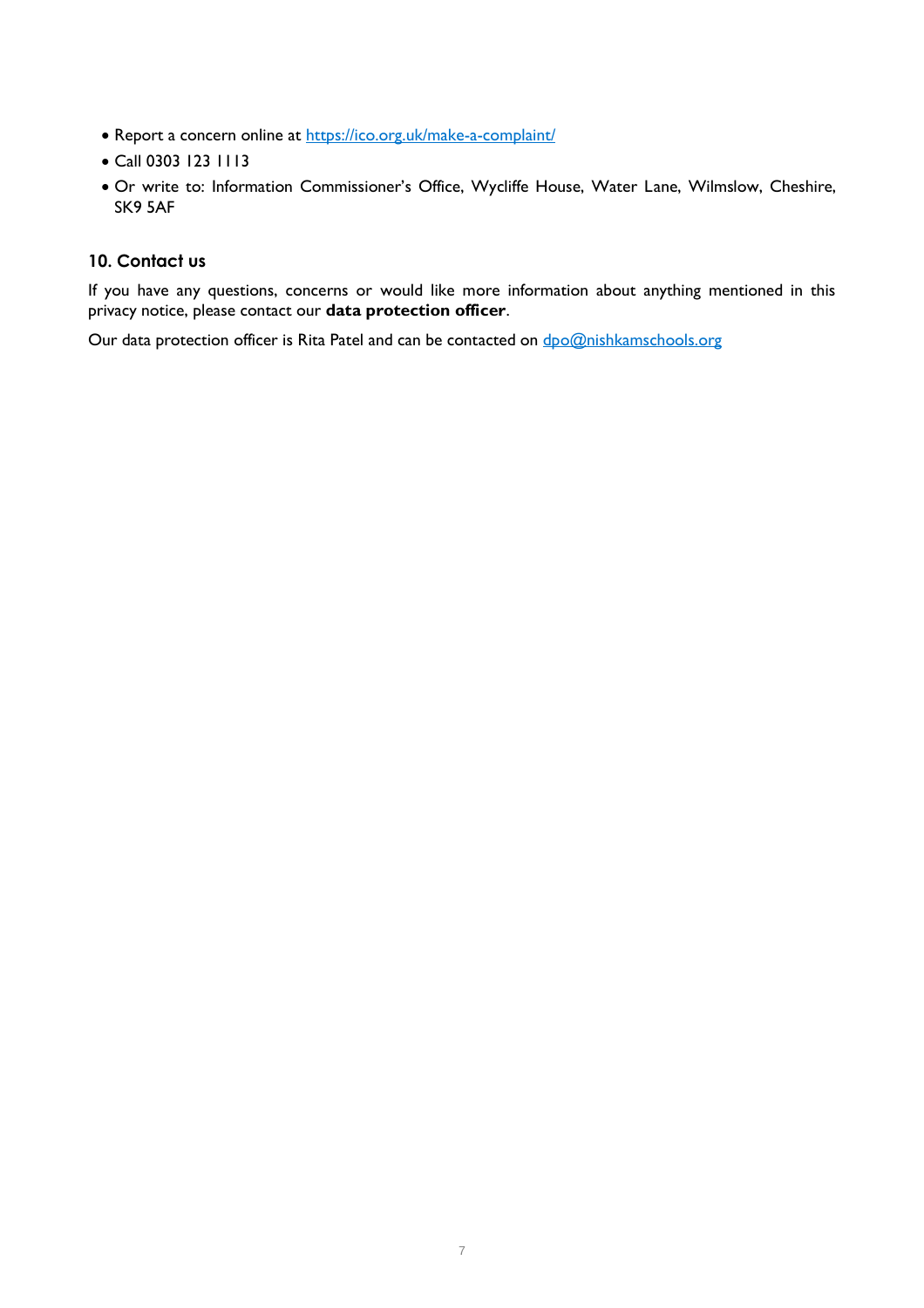- Report a concern online at https://ico.org.uk/make-a-complaint/
- Call 0303 123 1113
- Or write to: Information Commissioner's Office, Wycliffe House, Water Lane, Wilmslow, Cheshire, SK9 5AF

## 10. Contact us

If you have any questions, concerns or would like more information about anything mentioned in this privacy notice, please contact our **data protection officer**.

Our data protection officer is Rita Patel and can be contacted on dpo@nishkamschools.org